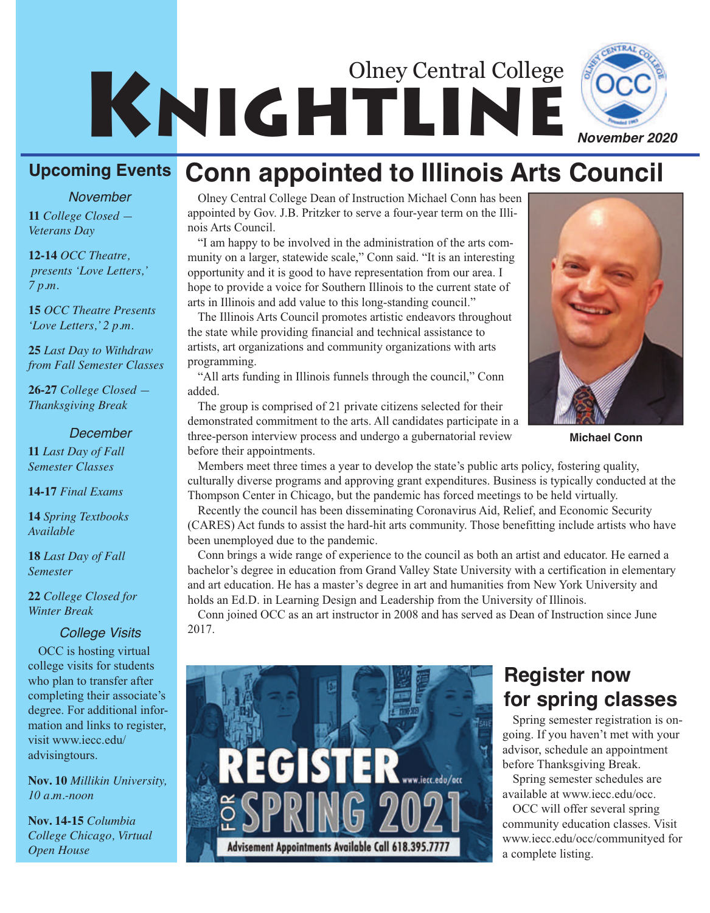# Olney Central College KNIGHTLINE

*November 2020*

## Upcoming Events

*November*

**11** *College Closed — Veterans Day*

**12-14** *OCC Theatre, presents 'Love Letters,' 7 p.m.*

**15** *OCC Theatre Presents 'Love Letters,' 2 p.m.*

**25** *Last Day to Withdraw from Fall Semester Classes*

**26-27** *College Closed — Thanksgiving Break*

*December*

**11** *Last Day of Fall Semester Classes*

**14-17** *Final Exams*

**14** *Spring Textbooks Available*

**18** *Last Day of Fall Semester*

**22** *College Closed for Winter Break*

*College Visits*

OCC is hosting virtual college visits for students who plan to transfer after completing their associate's degree. For additional information and links to register, visit www.iecc.edu/advisingtours.

**Nov. 10** *Millikin University, 10 a.m.-noon*

**Nov. 14-15** *Columbia College Chicago, Virtual Open House*

# Conn appointed to Illinois Arts Council

Olney Central College Dean of Instruction Michael Conn has been appointed by Gov. J.B. Pritzker to serve a four-year term on the Illinois Arts Council.

"I am happy to be involved in the administration of the arts community on a larger, statewide scale," Conn said. "It is an interesting opportunity and it is good to have representation from our area. I hope to provide a voice for Southern Illinois to the current state of arts in Illinois and add value to this long-standing council."

The Illinois Arts Council promotes artistic endeavors throughout the state while providing financial and technical assistance to artists, art organizations and community organizations with arts programming.

"All arts funding in Illinois funnels through the council," Conn added.

The group is comprised of 21 private citizens selected for their demonstrated commitment to the arts. All candidates participate in a three-person interview process and undergo a gubernatorial review before their appointments.

**Michael Conn**

Members meet three times a year to develop the state's public arts policy, fostering quality, culturally diverse programs and approving grant expenditures. Business is typically conducted at the Thompson Center in Chicago, but the pandemic has forced meetings to be held virtually.

Recently the council has been disseminating Coronavirus Aid, Relief, and Economic Security (CARES) Act funds to assist the hard-hit arts community. Those benefitting include artists who have been unemployed due to the pandemic.

Conn brings a wide range of experience to the council as both an artist and educator. He earned a bachelor's degree in education from Grand Valley State University with a certification in elementary and art education. He has a master's degree in art and humanities from New York University and holds an Ed.D. in Learning Design and Leadership from the University of Illinois.

Conn joined OCC as an art instructor in 2008 and has served as Dean of Instruction since June 2017.

REGISTER FOR SPRING 2021 www.iecc.edu/occ

Advisement Appointments Available Call 618.395.7777

## Register now for spring classes

Spring semester registration is ongoing. If you haven't met with your advisor, schedule an appointment before Thanksgiving Break.

Spring semester schedules are available at www.iecc.edu/occ.

OCC will offer several spring community education classes. Visit www.iecc.edu/occ/communityed for a complete listing.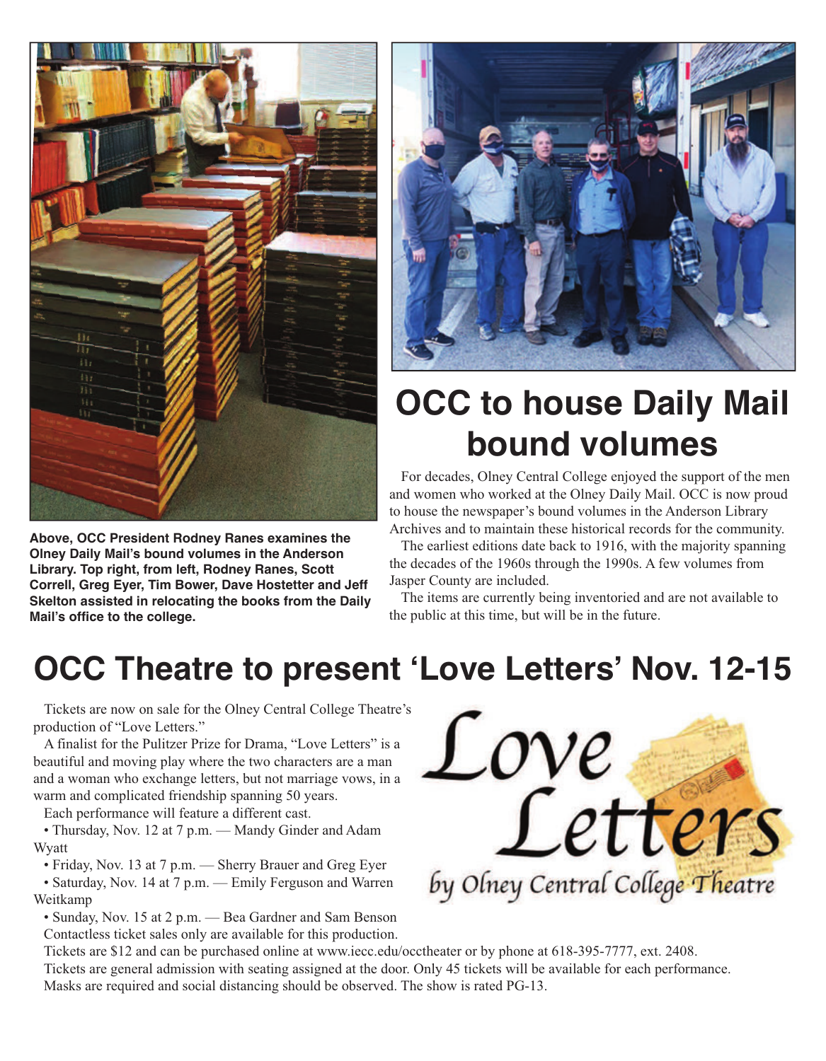Above, OCC President Rodney Ranes examines the Olney Daily Mail's bound volumes in the Anderson Library. Top right, from left, Rodney Ranes, Scott Correll, Greg Eyer, Tim Bower, Dave Hostetter and Jeff Skelton assisted in relocating the books from the Daily Mail's office to the college.

# OCC to house Daily Mail bound volumes

For decades, Olney Central College enjoyed the support of the men and women who worked at the Olney Daily Mail. OCC is now proud to house the newspaper's bound volumes in the Anderson Library Archives and to maintain these historical records for the community.

The earliest editions date back to 1916, with the majority spanning the decades of the 1960s through the 1990s. A few volumes from Jasper County are included.

The items are currently being inventoried and are not available to the public at this time, but will be in the future.

# OCC Theatre to present 'Love Letters' Nov. 12-15

Tickets are now on sale for the Olney Central College Theatre's production of "Love Letters."

A finalist for the Pulitzer Prize for Drama, "Love Letters" is a beautiful and moving play where the two characters are a man and a woman who exchange letters, but not marriage vows, in a warm and complicated friendship spanning 50 years.

Each performance will feature a different cast.

- Thursday, Nov. 12 at 7 p.m. — Mandy Ginder and Adam Wyatt
- Friday, Nov. 13 at 7 p.m. — Sherry Brauer and Greg Eyer
- Saturday, Nov. 14 at 7 p.m. — Emily Ferguson and Warren Weitkamp
- Sunday, Nov. 15 at 2 p.m. — Bea Gardner and Sam Benson

Contactless ticket sales only are available for this production.

Tickets are $12 and can be purchased online at www.iecc.edu/occtheater or by phone at 618-395-7777, ext. 2408.

Tickets are general admission with seating assigned at the door. Only 45 tickets will be available for each performance.

Masks are required and social distancing should be observed. The show is rated PG-13.

Love Letters

by Olney Central College Theatre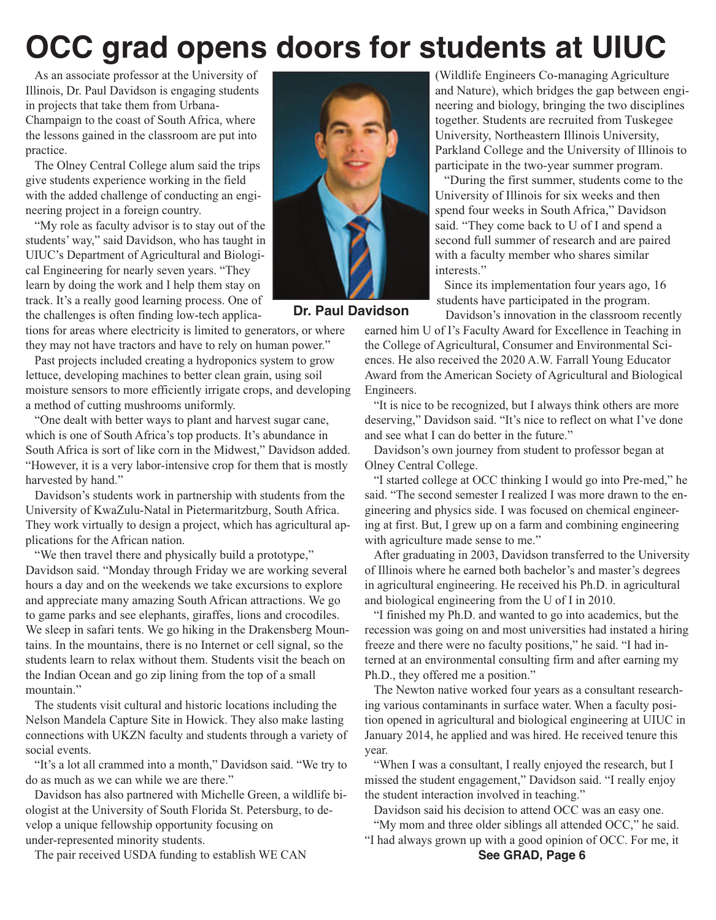# OCC grad opens doors for students at UIUC

As an associate professor at the University of Illinois, Dr. Paul Davidson is engaging students in projects that take them from Urbana-Champaign to the coast of South Africa, where the lessons gained in the classroom are put into practice.

The Olney Central College alum said the trips give students experience working in the field with the added challenge of conducting an engineering project in a foreign country.

"My role as faculty advisor is to stay out of the students' way," said Davidson, who has taught in UIUC's Department of Agricultural and Biological Engineering for nearly seven years. "They learn by doing the work and I help them stay on track. It's a really good learning process. One of the challenges is often finding low-tech applications for areas where electricity is limited to generators, or where they may not have tractors and have to rely on human power."

**Dr. Paul Davidson**

Past projects included creating a hydroponics system to grow lettuce, developing machines to better clean grain, using soil moisture sensors to more efficiently irrigate crops, and developing a method of cutting mushrooms uniformly.

"One dealt with better ways to plant and harvest sugar cane, which is one of South Africa's top products. It's abundance in South Africa is sort of like corn in the Midwest," Davidson added. "However, it is a very labor-intensive crop for them that is mostly harvested by hand."

Davidson's students work in partnership with students from the University of KwaZulu-Natal in Pietermaritzburg, South Africa. They work virtually to design a project, which has agricultural applications for the African nation.

"We then travel there and physically build a prototype," Davidson said. "Monday through Friday we are working several hours a day and on the weekends we take excursions to explore and appreciate many amazing South African attractions. We go to game parks and see elephants, giraffes, lions and crocodiles. We sleep in safari tents. We go hiking in the Drakensberg Mountains. In the mountains, there is no Internet or cell signal, so the students learn to relax without them. Students visit the beach on the Indian Ocean and go zip lining from the top of a small mountain."

The students visit cultural and historic locations including the Nelson Mandela Capture Site in Howick. They also make lasting connections with UKZN faculty and students through a variety of social events.

"It's a lot all crammed into a month," Davidson said. "We try to do as much as we can while we are there."

Davidson has also partnered with Michelle Green, a wildlife biologist at the University of South Florida St. Petersburg, to develop a unique fellowship opportunity focusing on under-represented minority students.

The pair received USDA funding to establish WE CAN (Wildlife Engineers Co-managing Agriculture and Nature), which bridges the gap between engineering and biology, bringing the two disciplines together. Students are recruited from Tuskegee University, Northeastern Illinois University, Parkland College and the University of Illinois to participate in the two-year summer program.

"During the first summer, students come to the University of Illinois for six weeks and then spend four weeks in South Africa," Davidson said. "They come back to U of I and spend a second full summer of research and are paired with a faculty member who shares similar interests."

Since its implementation four years ago, 16 students have participated in the program.

Davidson's innovation in the classroom recently earned him U of I's Faculty Award for Excellence in Teaching in the College of Agricultural, Consumer and Environmental Sciences. He also received the 2020 A.W. Farrall Young Educator Award from the American Society of Agricultural and Biological Engineers.

"It is nice to be recognized, but I always think others are more deserving," Davidson said. "It's nice to reflect on what I've done and see what I can do better in the future."

Davidson's own journey from student to professor began at Olney Central College.

"I started college at OCC thinking I would go into Pre-med," he said. "The second semester I realized I was more drawn to the engineering and physics side. I was focused on chemical engineering at first. But, I grew up on a farm and combining engineering with agriculture made sense to me."

After graduating in 2003, Davidson transferred to the University of Illinois where he earned both bachelor's and master's degrees in agricultural engineering. He received his Ph.D. in agricultural and biological engineering from the U of I in 2010.

"I finished my Ph.D. and wanted to go into academics, but the recession was going on and most universities had instated a hiring freeze and there were no faculty positions," he said. "I had interned at an environmental consulting firm and after earning my Ph.D., they offered me a position."

The Newton native worked four years as a consultant researching various contaminants in surface water. When a faculty position opened in agricultural and biological engineering at UIUC in January 2014, he applied and was hired. He received tenure this year.

"When I was a consultant, I really enjoyed the research, but I missed the student engagement," Davidson said. "I really enjoy the student interaction involved in teaching."

Davidson said his decision to attend OCC was an easy one.

"My mom and three older siblings all attended OCC," he said. "I had always grown up with a good opinion of OCC. For me, it

**See GRAD, Page 6**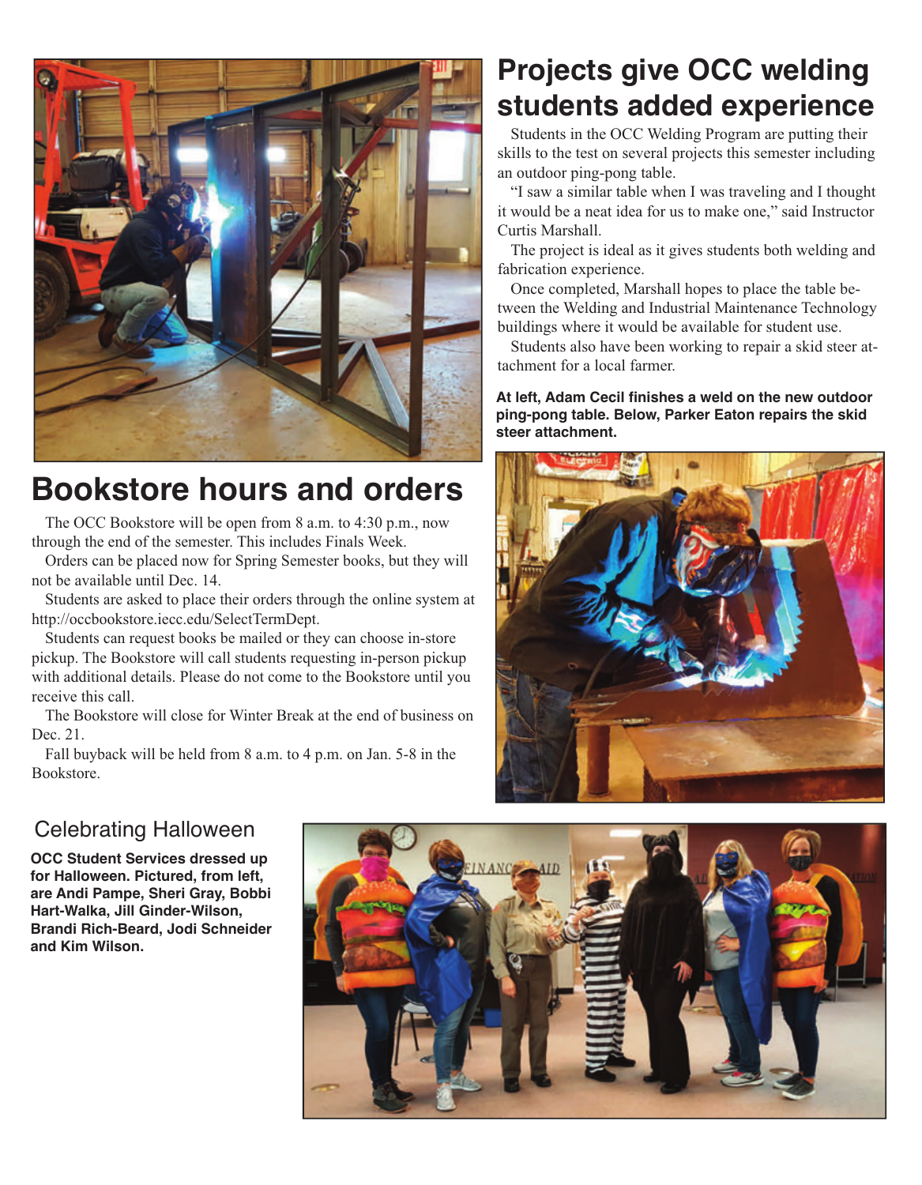## Projects give OCC welding students added experience

Students in the OCC Welding Program are putting their skills to the test on several projects this semester including an outdoor ping-pong table.

"I saw a similar table when I was traveling and I thought it would be a neat idea for us to make one," said Instructor Curtis Marshall.

The project is ideal as it gives students both welding and fabrication experience.

Once completed, Marshall hopes to place the table between the Welding and Industrial Maintenance Technology buildings where it would be available for student use.

Students also have been working to repair a skid steer attachment for a local farmer.

**At left, Adam Cecil finishes a weld on the new outdoor ping-pong table. Below, Parker Eaton repairs the skid steer attachment.**

## Bookstore hours and orders

The OCC Bookstore will be open from 8 a.m. to 4:30 p.m., now through the end of the semester. This includes Finals Week.

Orders can be placed now for Spring Semester books, but they will not be available until Dec. 14.

Students are asked to place their orders through the online system at http://occbookstore.iecc.edu/SelectTermDept.

Students can request books be mailed or they can choose in-store pickup. The Bookstore will call students requesting in-person pickup with additional details. Please do not come to the Bookstore until you receive this call.

The Bookstore will close for Winter Break at the end of business on Dec. 21.

Fall buyback will be held from 8 a.m. to 4 p.m. on Jan. 5-8 in the Bookstore.

### Celebrating Halloween

**OCC Student Services dressed up for Halloween. Pictured, from left, are Andi Pampe, Sheri Gray, Bobbi Hart-Walka, Jill Ginder-Wilson, Brandi Rich-Beard, Jodi Schneider and Kim Wilson.**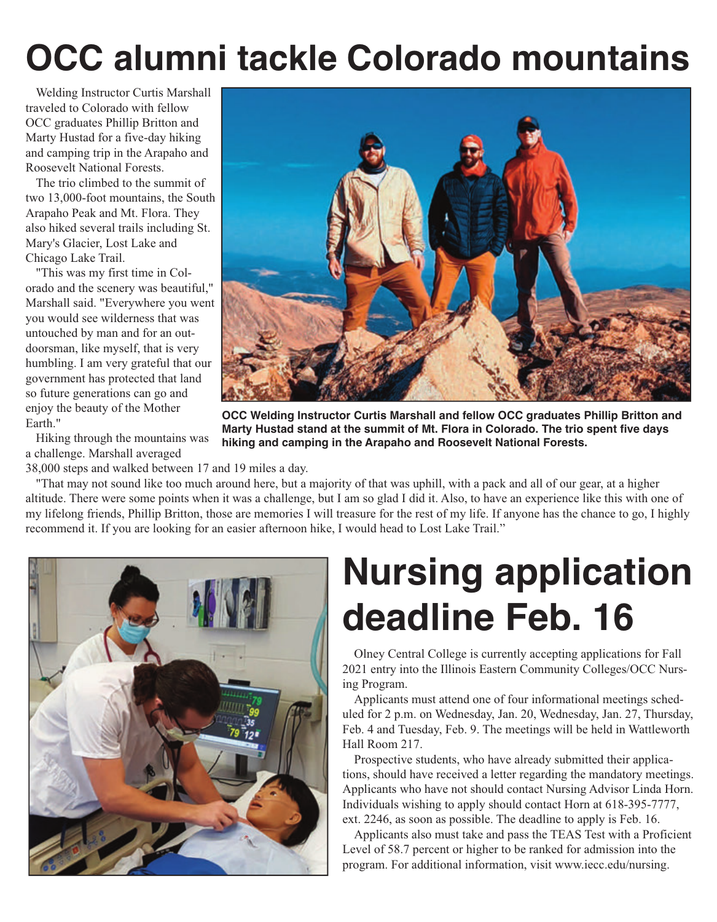# OCC alumni tackle Colorado mountains

Welding Instructor Curtis Marshall traveled to Colorado with fellow OCC graduates Phillip Britton and Marty Hustad for a five-day hiking and camping trip in the Arapaho and Roosevelt National Forests.

The trio climbed to the summit of two 13,000-foot mountains, the South Arapaho Peak and Mt. Flora. They also hiked several trails including St. Mary's Glacier, Lost Lake and Chicago Lake Trail.

"This was my first time in Colorado and the scenery was beautiful," Marshall said. "Everywhere you went you would see wilderness that was untouched by man and for an outdoorsman, like myself, that is very humbling. I am very grateful that our government has protected that land so future generations can go and enjoy the beauty of the Mother Earth."

**OCC Welding Instructor Curtis Marshall and fellow OCC graduates Phillip Britton and Marty Hustad stand at the summit of Mt. Flora in Colorado. The trio spent five days hiking and camping in the Arapaho and Roosevelt National Forests.**

Hiking through the mountains was a challenge. Marshall averaged 38,000 steps and walked between 17 and 19 miles a day.

"That may not sound like too much around here, but a majority of that was uphill, with a pack and all of our gear, at a higher altitude. There were some points when it was a challenge, but I am so glad I did it. Also, to have an experience like this with one of my lifelong friends, Phillip Britton, those are memories I will treasure for the rest of my life. If anyone has the chance to go, I highly recommend it. If you are looking for an easier afternoon hike, I would head to Lost Lake Trail."

# Nursing application deadline Feb. 16

Olney Central College is currently accepting applications for Fall 2021 entry into the Illinois Eastern Community Colleges/OCC Nursing Program.

Applicants must attend one of four informational meetings scheduled for 2 p.m. on Wednesday, Jan. 20, Wednesday, Jan. 27, Thursday, Feb. 4 and Tuesday, Feb. 9. The meetings will be held in Wattleworth Hall Room 217.

Prospective students, who have already submitted their applications, should have received a letter regarding the mandatory meetings. Applicants who have not should contact Nursing Advisor Linda Horn. Individuals wishing to apply should contact Horn at 618-395-7777, ext. 2246, as soon as possible. The deadline to apply is Feb. 16.

Applicants also must take and pass the TEAS Test with a Proficient Level of 58.7 percent or higher to be ranked for admission into the program. For additional information, visit www.iecc.edu/nursing.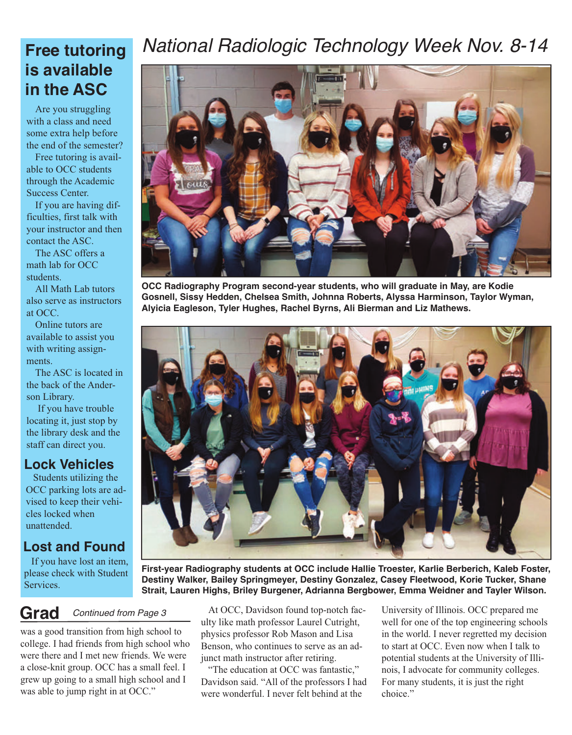# National Radiologic Technology Week Nov. 8-14

OCC Radiography Program second-year students, who will graduate in May, are Kodie Gosnell, Sissy Hedden, Chelsea Smith, Johnna Roberts, Alyssa Harminson, Taylor Wyman, Alyicia Eagleson, Tyler Hughes, Rachel Byrns, Ali Bierman and Liz Mathews.

First-year Radiography students at OCC include Hallie Troester, Karlie Berberich, Kaleb Foster, Destiny Walker, Bailey Springmeyer, Destiny Gonzalez, Casey Fleetwood, Korie Tucker, Shane Strait, Lauren Highs, Briley Burgener, Adrianna Bergbower, Emma Weidner and Tayler Wilson.

## Free tutoring is available in the ASC

Are you struggling with a class and need some extra help before the end of the semester?

Free tutoring is available to OCC students through the Academic Success Center.

If you are having difficulties, first talk with your instructor and then contact the ASC.

The ASC offers a math lab for OCC students.

All Math Lab tutors also serve as instructors at OCC.

Online tutors are available to assist you with writing assignments.

The ASC is located in the back of the Anderson Library.

If you have trouble locating it, just stop by the library desk and the staff can direct you.

## Lock Vehicles

Students utilizing the OCC parking lots are advised to keep their vehicles locked when unattended.

## Lost and Found

If you have lost an item, please check with Student Services.

## Grad

*Continued from Page 3*

was a good transition from high school to college. I had friends from high school who were there and I met new friends. We were a close-knit group. OCC has a small feel. I grew up going to a small high school and I was able to jump right in at OCC."

At OCC, Davidson found top-notch faculty like math professor Laurel Cutright, physics professor Rob Mason and Lisa Benson, who continues to serve as an adjunct math instructor after retiring.

"The education at OCC was fantastic," Davidson said. "All of the professors I had were wonderful. I never felt behind at the University of Illinois. OCC prepared me well for one of the top engineering schools in the world. I never regretted my decision to start at OCC. Even now when I talk to potential students at the University of Illinois, I advocate for community colleges. For many students, it is just the right choice."